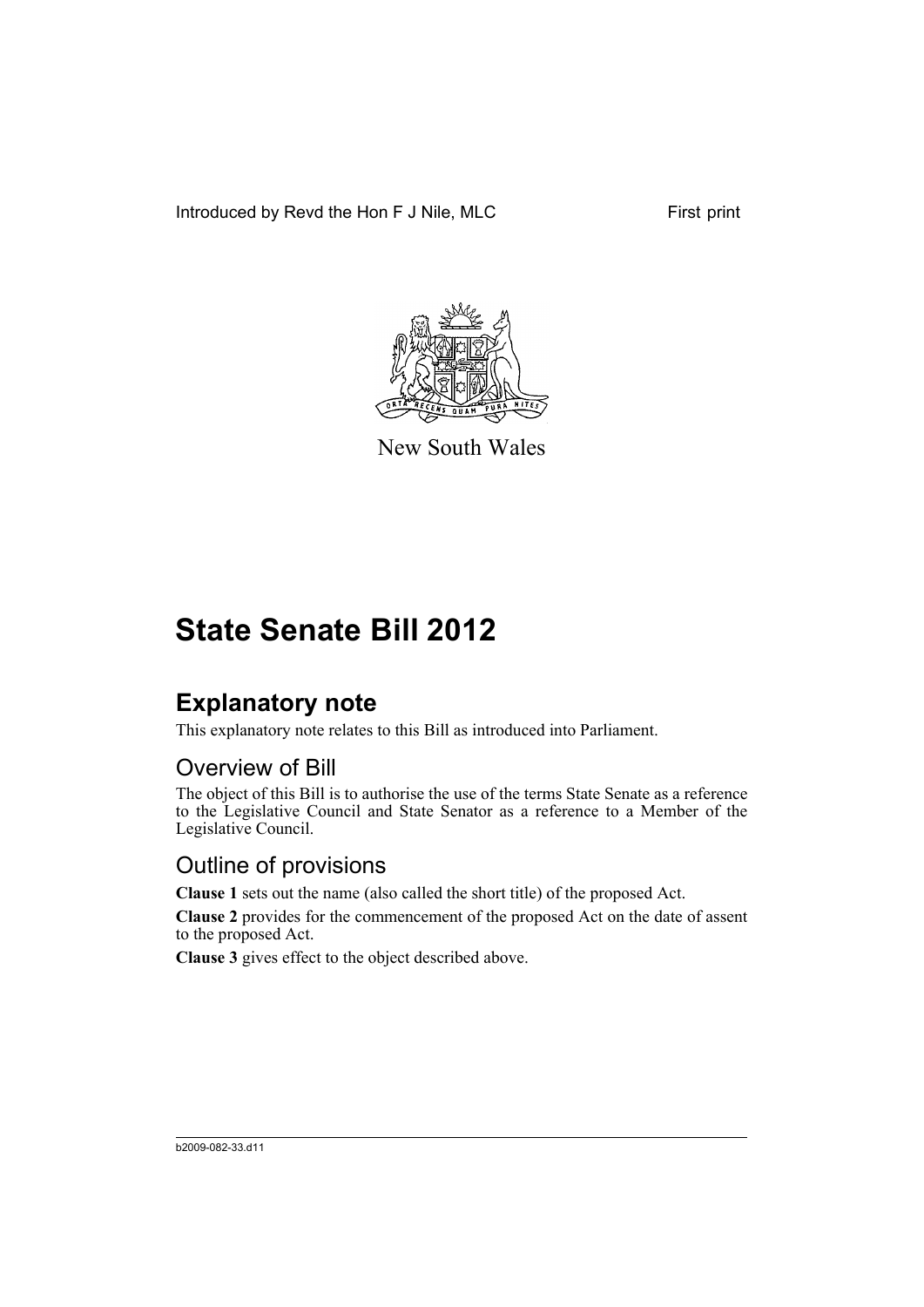Introduced by Revd the Hon F J Nile, MLC First print

New South Wales

# State Senate Bill 2012

## Explanatory note

This explanatory note relates to this Bill as introduced into Parliament.

### Overview of Bill

The object of this Bill is to authorise the use of the terms State Senate as a reference to the Legislative Council and State Senator as a reference to a Member of the Legislative Council.

### Outline of provisions

**Clause 1** sets out the name (also called the short title) of the proposed Act.

**Clause 2** provides for the commencement of the proposed Act on the date of assent to the proposed Act.

**Clause 3** gives effect to the object described above.

b2009-082-33.d11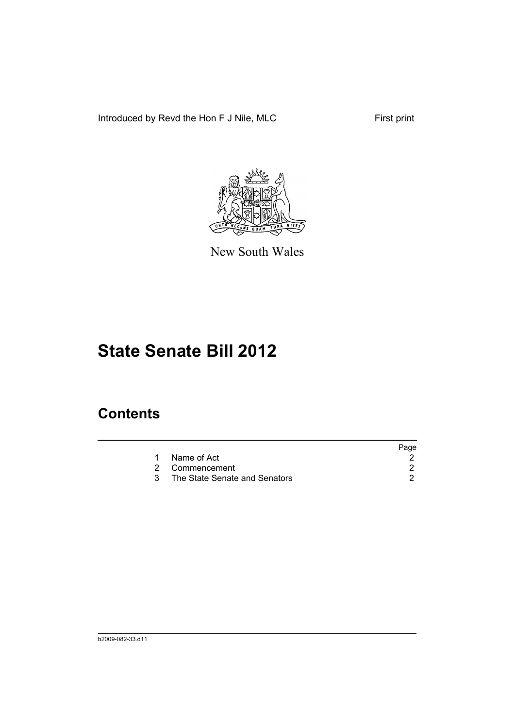Introduced by Revd the Hon F J Nile, MLC

First print

New South Wales

# State Senate Bill 2012

## Contents

| | | Page |
|---|---|---|
| 1 | Name of Act | 2 |
| 2 | Commencement | 2 |
| 3 | The State Senate and Senators | 2 |

b2009-082-33.d11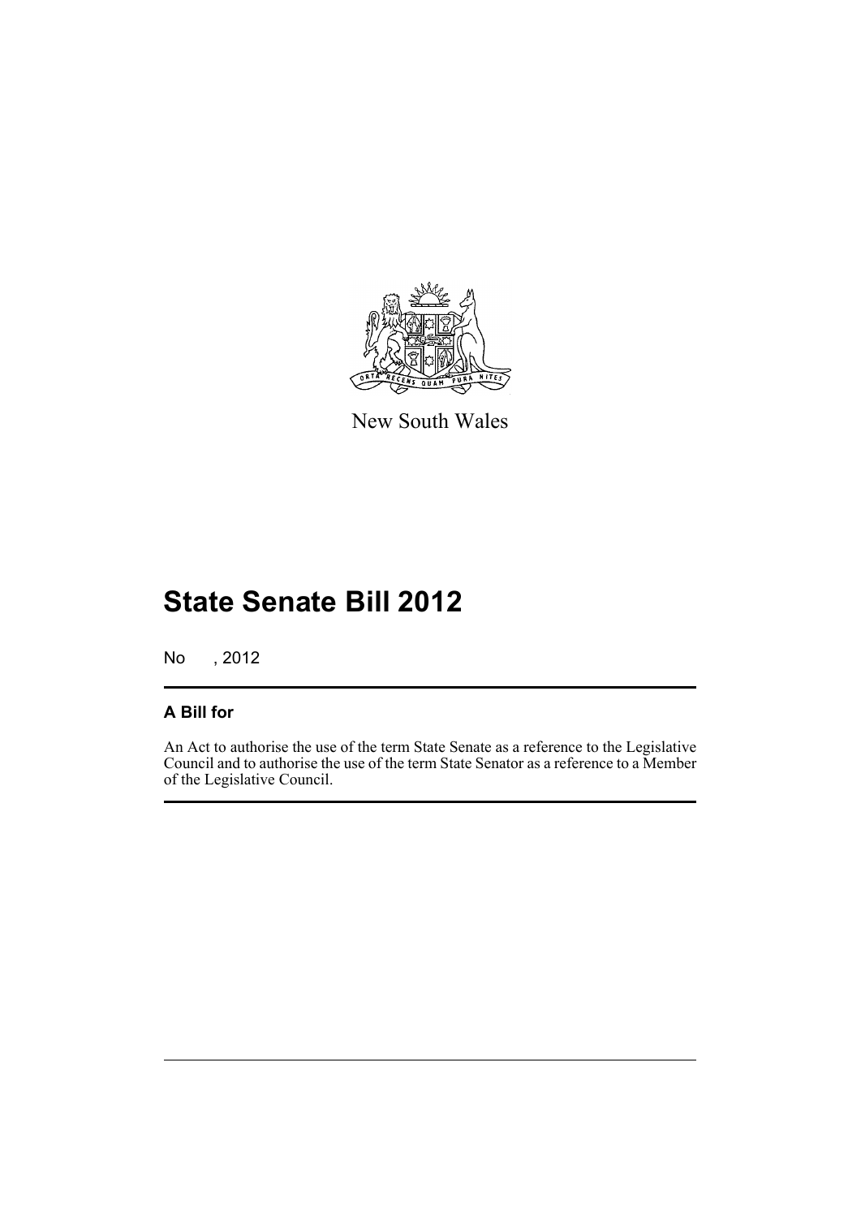New South Wales

# State Senate Bill 2012

No , 2012

## A Bill for

An Act to authorise the use of the term State Senate as a reference to the Legislative Council and to authorise the use of the term State Senator as a reference to a Member of the Legislative Council.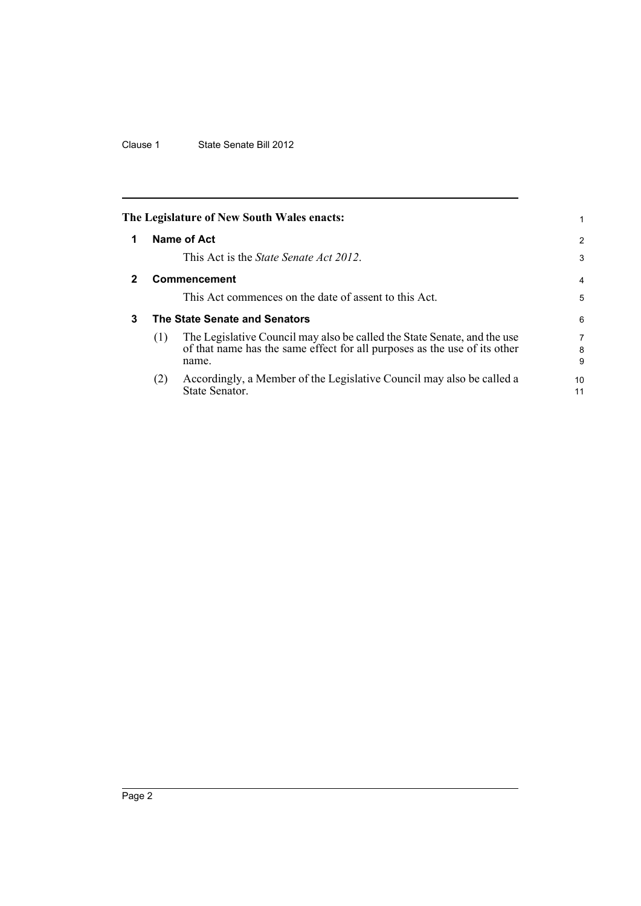**The Legislature of New South Wales enacts:**

## 1 Name of Act

This Act is the *State Senate Act 2012*.

## 2 Commencement

This Act commences on the date of assent to this Act.

## 3 The State Senate and Senators

(1) The Legislative Council may also be called the State Senate, and the use of that name has the same effect for all purposes as the use of its other name.

(2) Accordingly, a Member of the Legislative Council may also be called a State Senator.